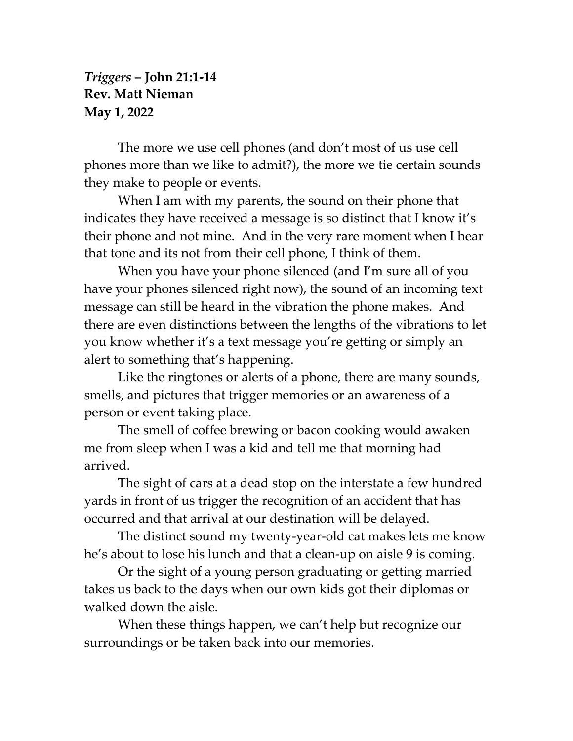*Triggers* **– John 21:1-14**
**Rev. Matt Nieman**
**May 1, 2022**

The more we use cell phones (and don't most of us use cell phones more than we like to admit?), the more we tie certain sounds they make to people or events.

When I am with my parents, the sound on their phone that indicates they have received a message is so distinct that I know it's their phone and not mine. And in the very rare moment when I hear that tone and its not from their cell phone, I think of them.

When you have your phone silenced (and I'm sure all of you have your phones silenced right now), the sound of an incoming text message can still be heard in the vibration the phone makes. And there are even distinctions between the lengths of the vibrations to let you know whether it's a text message you're getting or simply an alert to something that's happening.

Like the ringtones or alerts of a phone, there are many sounds, smells, and pictures that trigger memories or an awareness of a person or event taking place.

The smell of coffee brewing or bacon cooking would awaken me from sleep when I was a kid and tell me that morning had arrived.

The sight of cars at a dead stop on the interstate a few hundred yards in front of us trigger the recognition of an accident that has occurred and that arrival at our destination will be delayed.

The distinct sound my twenty-year-old cat makes lets me know he's about to lose his lunch and that a clean-up on aisle 9 is coming.

Or the sight of a young person graduating or getting married takes us back to the days when our own kids got their diplomas or walked down the aisle.

When these things happen, we can't help but recognize our surroundings or be taken back into our memories.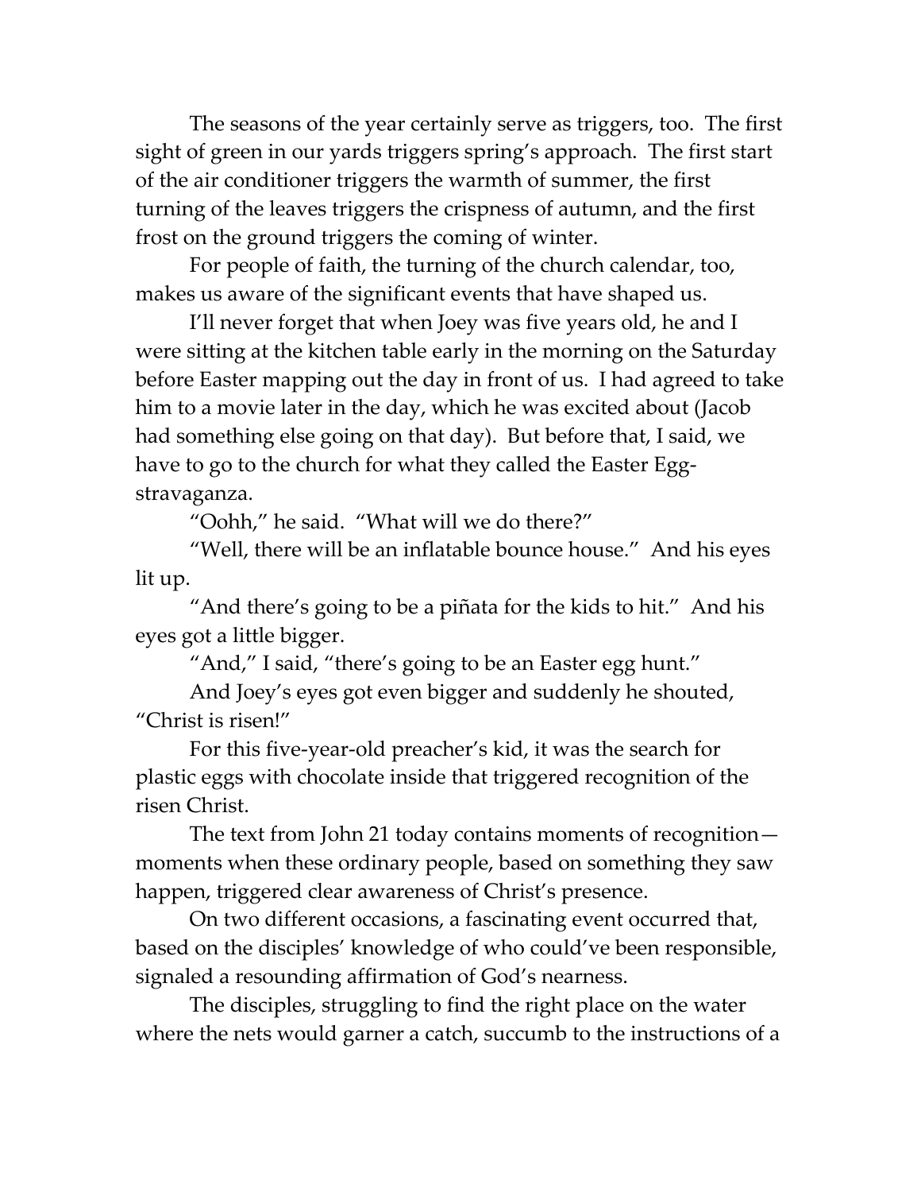The seasons of the year certainly serve as triggers, too. The first sight of green in our yards triggers spring's approach. The first start of the air conditioner triggers the warmth of summer, the first turning of the leaves triggers the crispness of autumn, and the first frost on the ground triggers the coming of winter.

For people of faith, the turning of the church calendar, too, makes us aware of the significant events that have shaped us.

I'll never forget that when Joey was five years old, he and I were sitting at the kitchen table early in the morning on the Saturday before Easter mapping out the day in front of us. I had agreed to take him to a movie later in the day, which he was excited about (Jacob had something else going on that day). But before that, I said, we have to go to the church for what they called the Easter Egg-stravaganza.

"Oohh," he said. "What will we do there?"

"Well, there will be an inflatable bounce house." And his eyes lit up.

"And there's going to be a piñata for the kids to hit." And his eyes got a little bigger.

"And," I said, "there's going to be an Easter egg hunt."

And Joey's eyes got even bigger and suddenly he shouted, "Christ is risen!"

For this five-year-old preacher's kid, it was the search for plastic eggs with chocolate inside that triggered recognition of the risen Christ.

The text from John 21 today contains moments of recognition—moments when these ordinary people, based on something they saw happen, triggered clear awareness of Christ's presence.

On two different occasions, a fascinating event occurred that, based on the disciples' knowledge of who could've been responsible, signaled a resounding affirmation of God's nearness.

The disciples, struggling to find the right place on the water where the nets would garner a catch, succumb to the instructions of a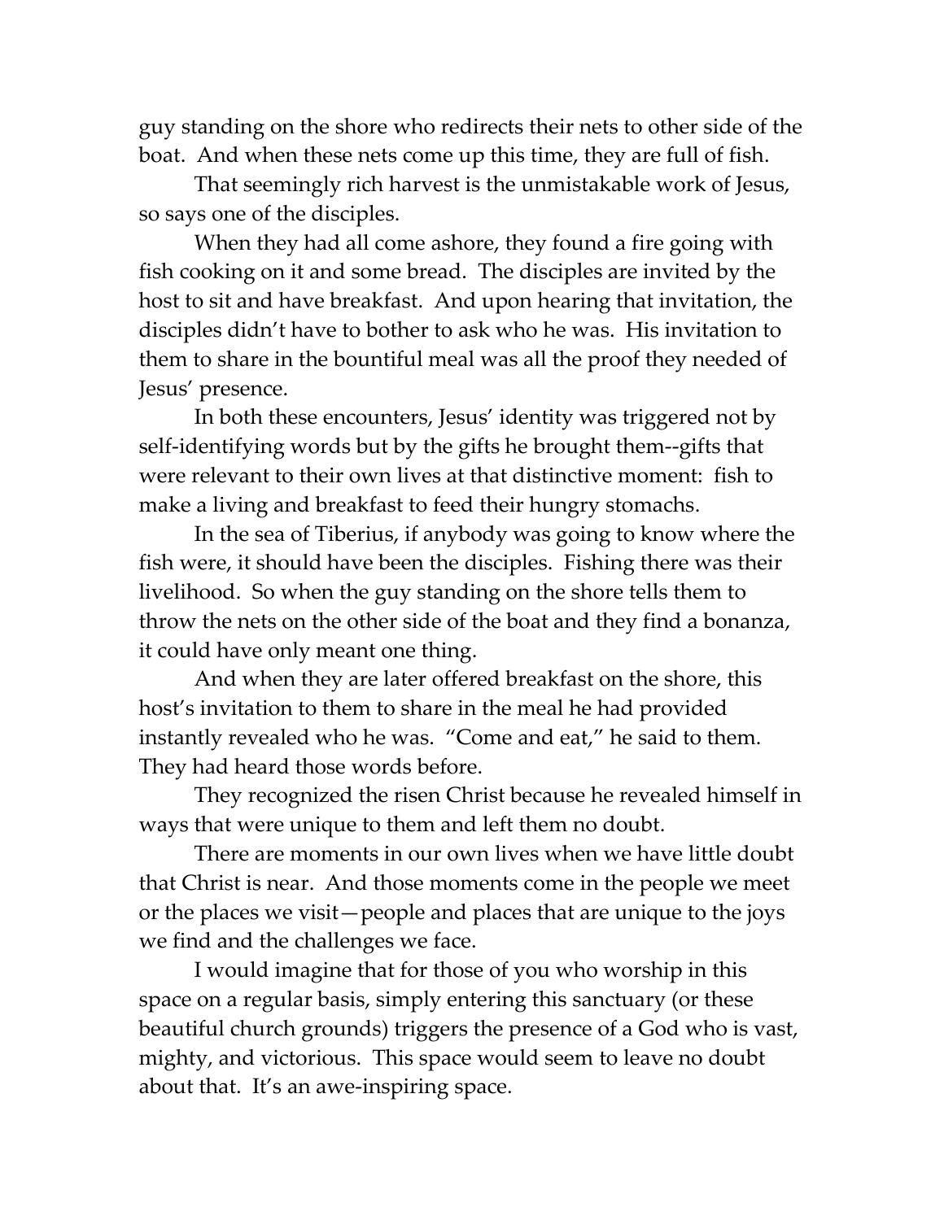guy standing on the shore who redirects their nets to other side of the boat. And when these nets come up this time, they are full of fish.

That seemingly rich harvest is the unmistakable work of Jesus, so says one of the disciples.

When they had all come ashore, they found a fire going with fish cooking on it and some bread. The disciples are invited by the host to sit and have breakfast. And upon hearing that invitation, the disciples didn't have to bother to ask who he was. His invitation to them to share in the bountiful meal was all the proof they needed of Jesus' presence.

In both these encounters, Jesus' identity was triggered not by self-identifying words but by the gifts he brought them--gifts that were relevant to their own lives at that distinctive moment: fish to make a living and breakfast to feed their hungry stomachs.

In the sea of Tiberius, if anybody was going to know where the fish were, it should have been the disciples. Fishing there was their livelihood. So when the guy standing on the shore tells them to throw the nets on the other side of the boat and they find a bonanza, it could have only meant one thing.

And when they are later offered breakfast on the shore, this host's invitation to them to share in the meal he had provided instantly revealed who he was. "Come and eat," he said to them. They had heard those words before.

They recognized the risen Christ because he revealed himself in ways that were unique to them and left them no doubt.

There are moments in our own lives when we have little doubt that Christ is near. And those moments come in the people we meet or the places we visit—people and places that are unique to the joys we find and the challenges we face.

I would imagine that for those of you who worship in this space on a regular basis, simply entering this sanctuary (or these beautiful church grounds) triggers the presence of a God who is vast, mighty, and victorious. This space would seem to leave no doubt about that. It's an awe-inspiring space.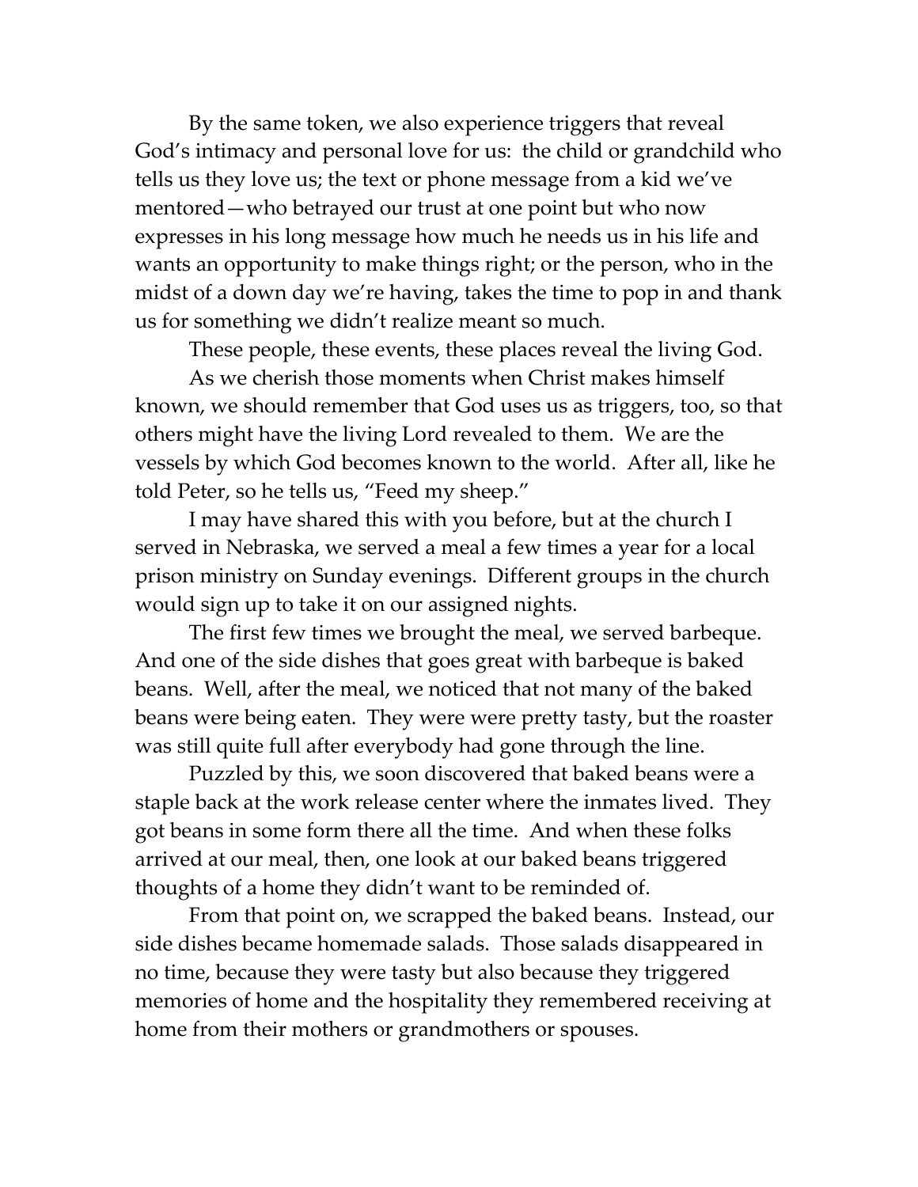By the same token, we also experience triggers that reveal God's intimacy and personal love for us: the child or grandchild who tells us they love us; the text or phone message from a kid we've mentored—who betrayed our trust at one point but who now expresses in his long message how much he needs us in his life and wants an opportunity to make things right; or the person, who in the midst of a down day we're having, takes the time to pop in and thank us for something we didn't realize meant so much.

These people, these events, these places reveal the living God.

As we cherish those moments when Christ makes himself known, we should remember that God uses us as triggers, too, so that others might have the living Lord revealed to them. We are the vessels by which God becomes known to the world. After all, like he told Peter, so he tells us, "Feed my sheep."

I may have shared this with you before, but at the church I served in Nebraska, we served a meal a few times a year for a local prison ministry on Sunday evenings. Different groups in the church would sign up to take it on our assigned nights.

The first few times we brought the meal, we served barbeque. And one of the side dishes that goes great with barbeque is baked beans. Well, after the meal, we noticed that not many of the baked beans were being eaten. They were were pretty tasty, but the roaster was still quite full after everybody had gone through the line.

Puzzled by this, we soon discovered that baked beans were a staple back at the work release center where the inmates lived. They got beans in some form there all the time. And when these folks arrived at our meal, then, one look at our baked beans triggered thoughts of a home they didn't want to be reminded of.

From that point on, we scrapped the baked beans. Instead, our side dishes became homemade salads. Those salads disappeared in no time, because they were tasty but also because they triggered memories of home and the hospitality they remembered receiving at home from their mothers or grandmothers or spouses.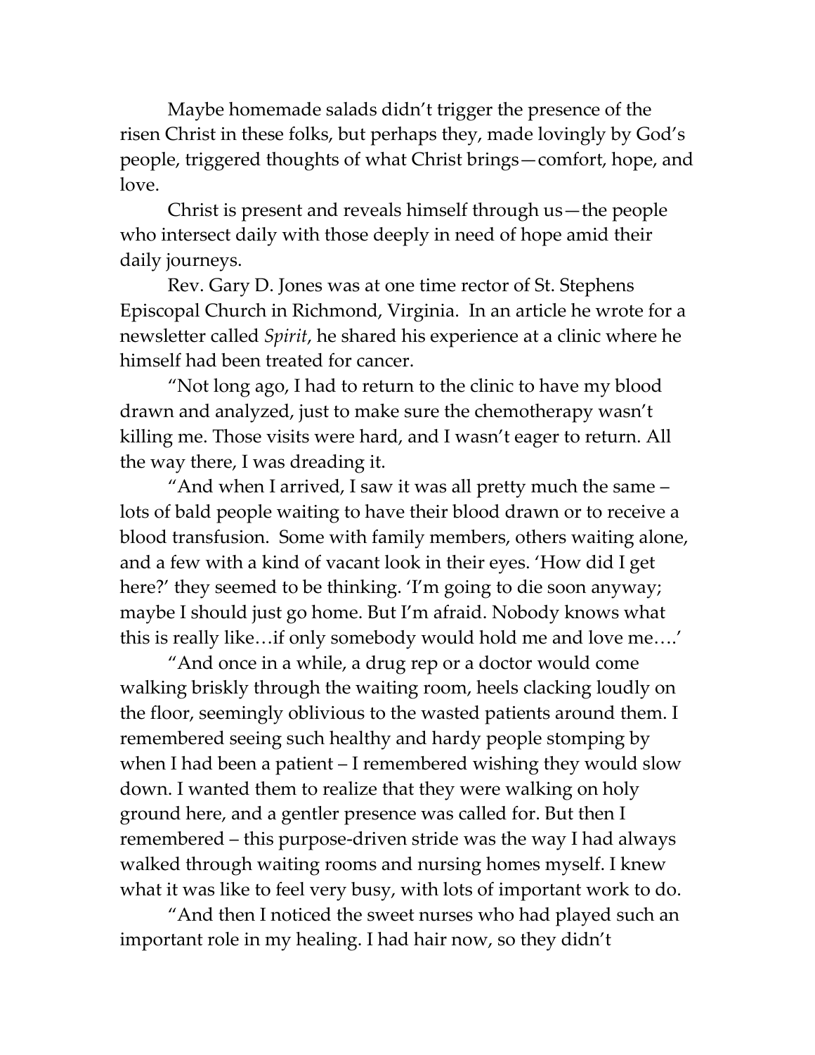Maybe homemade salads didn't trigger the presence of the risen Christ in these folks, but perhaps they, made lovingly by God's people, triggered thoughts of what Christ brings—comfort, hope, and love.

Christ is present and reveals himself through us—the people who intersect daily with those deeply in need of hope amid their daily journeys.

Rev. Gary D. Jones was at one time rector of St. Stephens Episcopal Church in Richmond, Virginia. In an article he wrote for a newsletter called *Spirit*, he shared his experience at a clinic where he himself had been treated for cancer.

"Not long ago, I had to return to the clinic to have my blood drawn and analyzed, just to make sure the chemotherapy wasn't killing me. Those visits were hard, and I wasn't eager to return. All the way there, I was dreading it.

"And when I arrived, I saw it was all pretty much the same – lots of bald people waiting to have their blood drawn or to receive a blood transfusion. Some with family members, others waiting alone, and a few with a kind of vacant look in their eyes. 'How did I get here?' they seemed to be thinking. 'I'm going to die soon anyway; maybe I should just go home. But I'm afraid. Nobody knows what this is really like…if only somebody would hold me and love me….'

"And once in a while, a drug rep or a doctor would come walking briskly through the waiting room, heels clacking loudly on the floor, seemingly oblivious to the wasted patients around them. I remembered seeing such healthy and hardy people stomping by when I had been a patient – I remembered wishing they would slow down. I wanted them to realize that they were walking on holy ground here, and a gentler presence was called for. But then I remembered – this purpose-driven stride was the way I had always walked through waiting rooms and nursing homes myself. I knew what it was like to feel very busy, with lots of important work to do.

"And then I noticed the sweet nurses who had played such an important role in my healing. I had hair now, so they didn't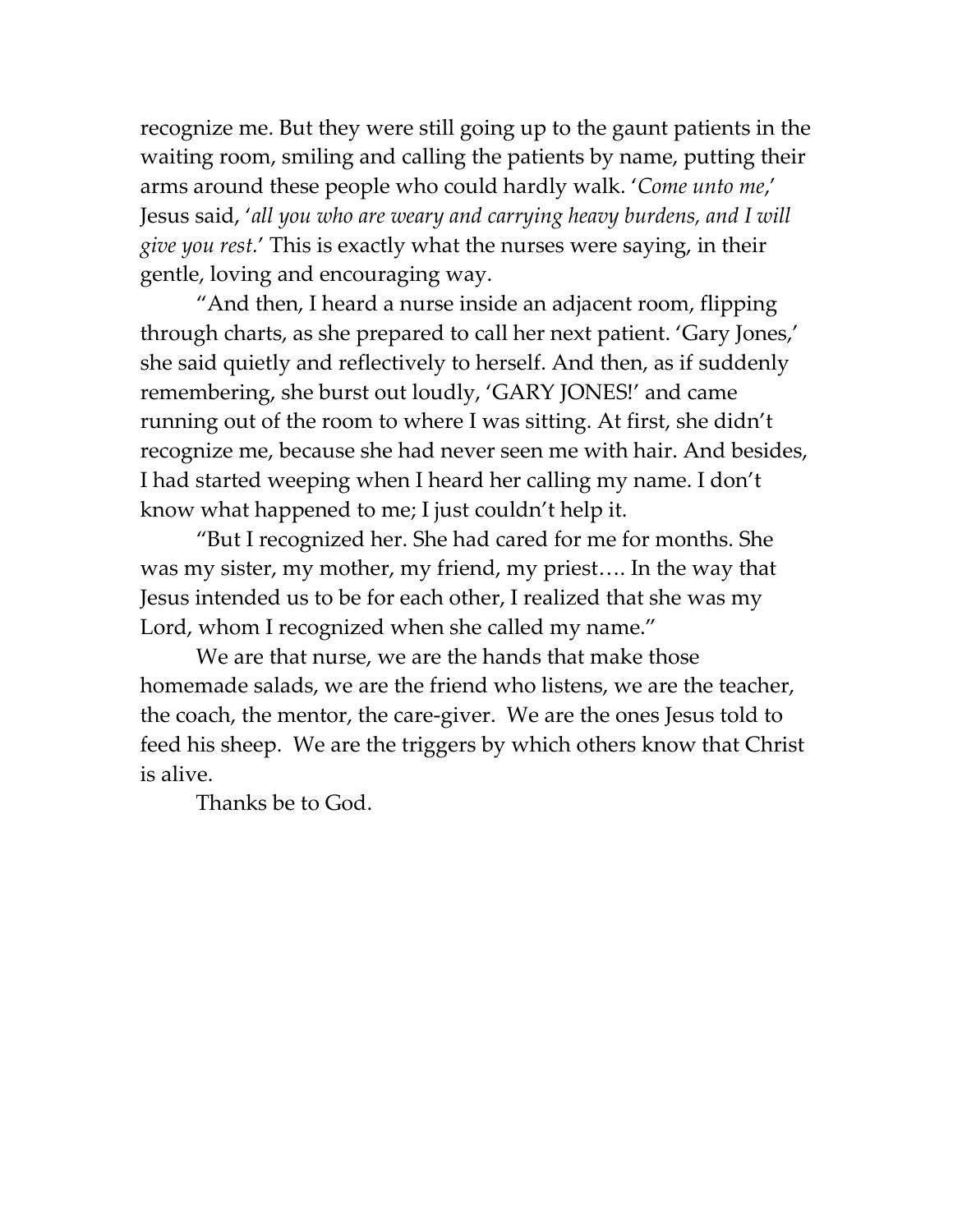recognize me. But they were still going up to the gaunt patients in the waiting room, smiling and calling the patients by name, putting their arms around these people who could hardly walk. '*Come unto me*,' Jesus said, '*all you who are weary and carrying heavy burdens, and I will give you rest.*' This is exactly what the nurses were saying, in their gentle, loving and encouraging way.

"And then, I heard a nurse inside an adjacent room, flipping through charts, as she prepared to call her next patient. 'Gary Jones,' she said quietly and reflectively to herself. And then, as if suddenly remembering, she burst out loudly, 'GARY JONES!' and came running out of the room to where I was sitting. At first, she didn't recognize me, because she had never seen me with hair. And besides, I had started weeping when I heard her calling my name. I don't know what happened to me; I just couldn't help it.

"But I recognized her. She had cared for me for months. She was my sister, my mother, my friend, my priest…. In the way that Jesus intended us to be for each other, I realized that she was my Lord, whom I recognized when she called my name."

We are that nurse, we are the hands that make those homemade salads, we are the friend who listens, we are the teacher, the coach, the mentor, the care-giver. We are the ones Jesus told to feed his sheep. We are the triggers by which others know that Christ is alive.

Thanks be to God.